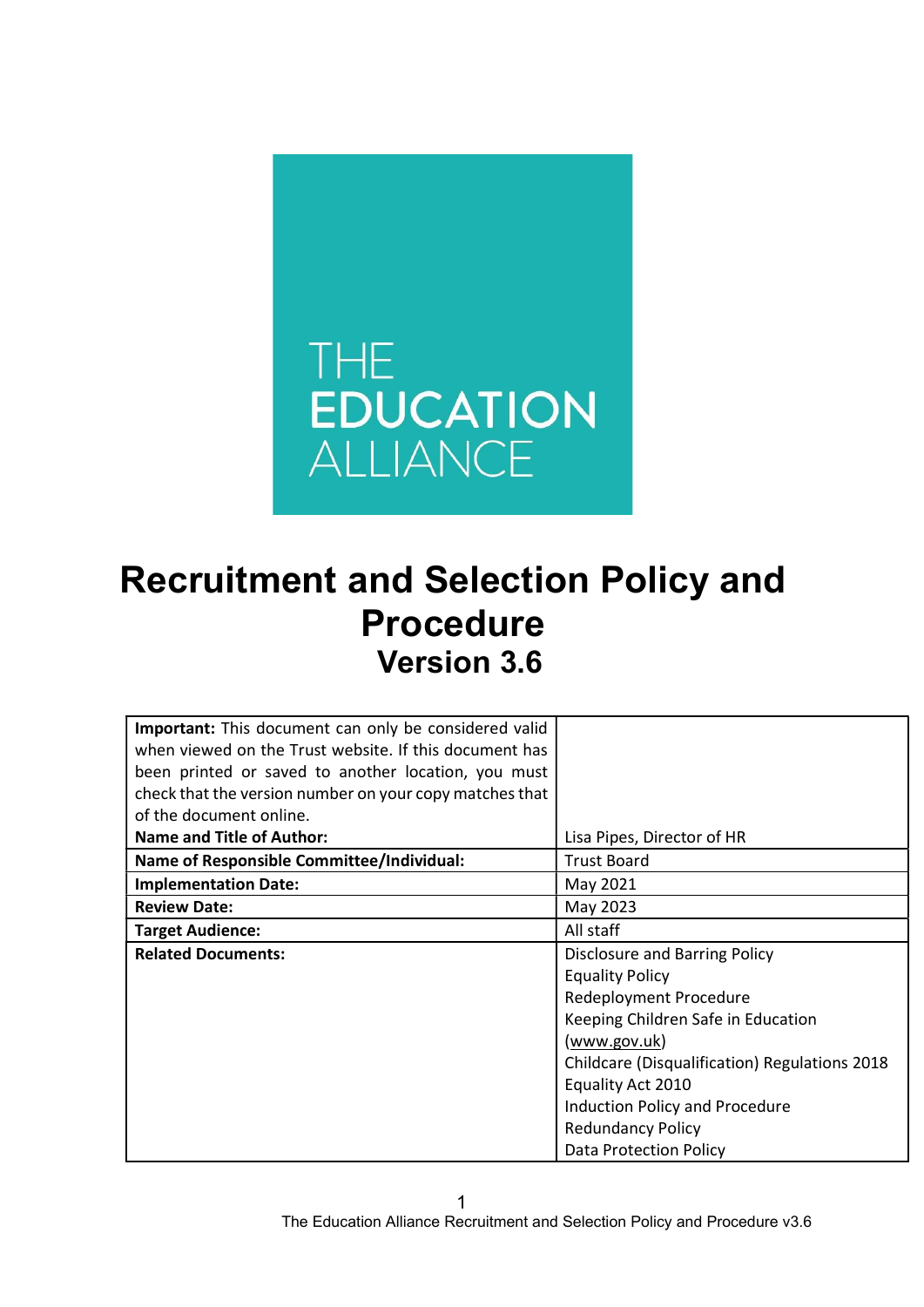THE EDUCATION ALLIANCE

# Recruitment and Selection Policy and Procedure
## Version 3.6

| **Important:** This document can only be considered valid when viewed on the Trust website. If this document has been printed or saved to another location, you must check that the version number on your copy matches that of the document online. | |
|---|---|
| **Name and Title of Author:** | Lisa Pipes, Director of HR |
| **Name of Responsible Committee/Individual:** | Trust Board |
| **Implementation Date:** | May 2021 |
| **Review Date:** | May 2023 |
| **Target Audience:** | All staff |
| **Related Documents:** | Disclosure and Barring Policy<br>Equality Policy<br>Redeployment Procedure<br>Keeping Children Safe in Education (www.gov.uk)<br>Childcare (Disqualification) Regulations 2018<br>Equality Act 2010<br>Induction Policy and Procedure<br>Redundancy Policy<br>Data Protection Policy |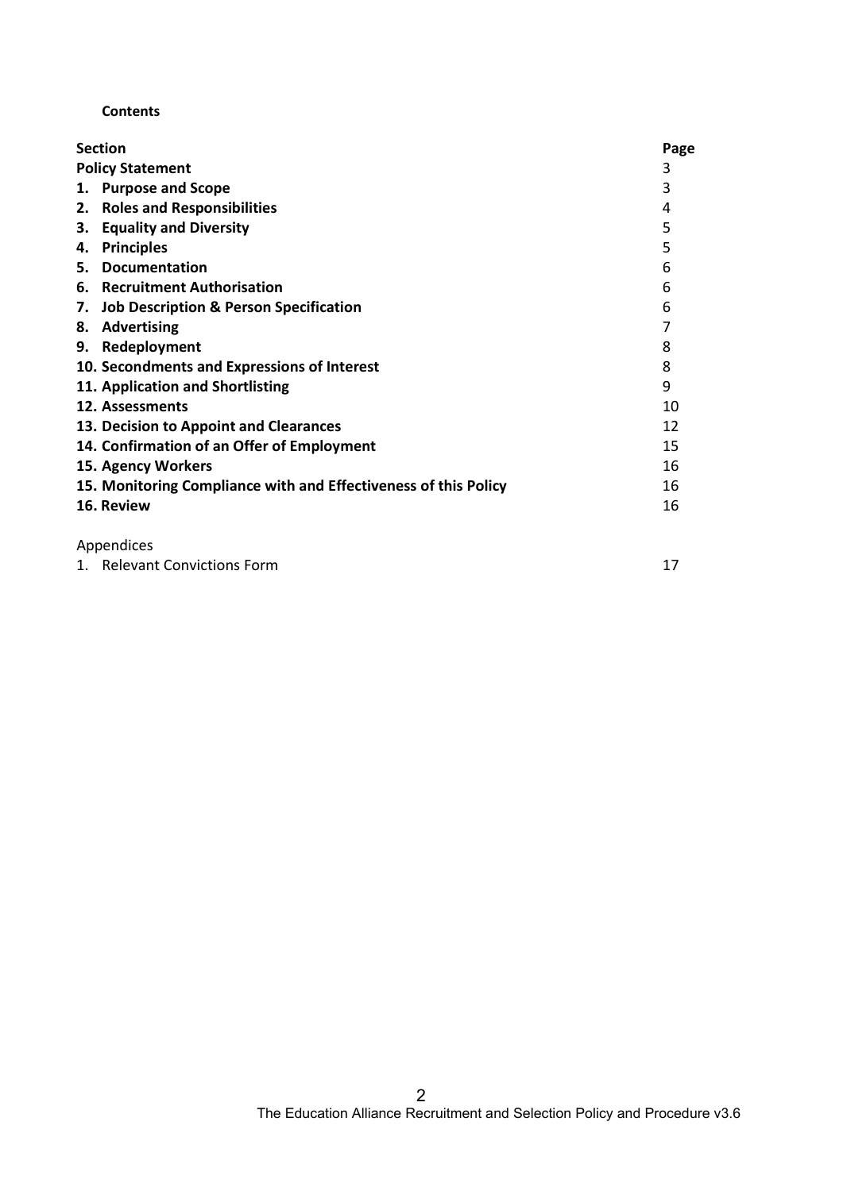**Contents**

| Section | Page |
|---|---|
| **Policy Statement** | 3 |
| **1. Purpose and Scope** | 3 |
| **2. Roles and Responsibilities** | 4 |
| **3. Equality and Diversity** | 5 |
| **4. Principles** | 5 |
| **5. Documentation** | 6 |
| **6. Recruitment Authorisation** | 6 |
| **7. Job Description & Person Specification** | 6 |
| **8. Advertising** | 7 |
| **9. Redeployment** | 8 |
| **10. Secondments and Expressions of Interest** | 8 |
| **11. Application and Shortlisting** | 9 |
| **12. Assessments** | 10 |
| **13. Decision to Appoint and Clearances** | 12 |
| **14. Confirmation of an Offer of Employment** | 15 |
| **15. Agency Workers** | 16 |
| **15. Monitoring Compliance with and Effectiveness of this Policy** | 16 |
| **16. Review** | 16 |
| Appendices | |
| 1. Relevant Convictions Form | 17 |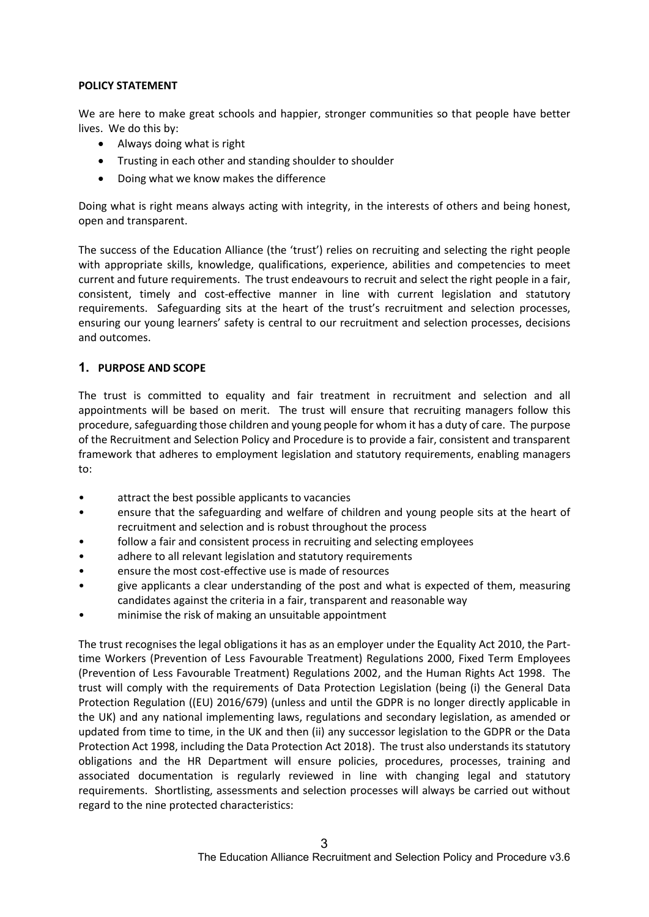**POLICY STATEMENT**

We are here to make great schools and happier, stronger communities so that people have better lives. We do this by:

- Always doing what is right
- Trusting in each other and standing shoulder to shoulder
- Doing what we know makes the difference

Doing what is right means always acting with integrity, in the interests of others and being honest, open and transparent.

The success of the Education Alliance (the 'trust') relies on recruiting and selecting the right people with appropriate skills, knowledge, qualifications, experience, abilities and competencies to meet current and future requirements. The trust endeavours to recruit and select the right people in a fair, consistent, timely and cost-effective manner in line with current legislation and statutory requirements. Safeguarding sits at the heart of the trust's recruitment and selection processes, ensuring our young learners' safety is central to our recruitment and selection processes, decisions and outcomes.

## 1. PURPOSE AND SCOPE

The trust is committed to equality and fair treatment in recruitment and selection and all appointments will be based on merit. The trust will ensure that recruiting managers follow this procedure, safeguarding those children and young people for whom it has a duty of care. The purpose of the Recruitment and Selection Policy and Procedure is to provide a fair, consistent and transparent framework that adheres to employment legislation and statutory requirements, enabling managers to:

- attract the best possible applicants to vacancies
- ensure that the safeguarding and welfare of children and young people sits at the heart of recruitment and selection and is robust throughout the process
- follow a fair and consistent process in recruiting and selecting employees
- adhere to all relevant legislation and statutory requirements
- ensure the most cost-effective use is made of resources
- give applicants a clear understanding of the post and what is expected of them, measuring candidates against the criteria in a fair, transparent and reasonable way
- minimise the risk of making an unsuitable appointment

The trust recognises the legal obligations it has as an employer under the Equality Act 2010, the Part-time Workers (Prevention of Less Favourable Treatment) Regulations 2000, Fixed Term Employees (Prevention of Less Favourable Treatment) Regulations 2002, and the Human Rights Act 1998. The trust will comply with the requirements of Data Protection Legislation (being (i) the General Data Protection Regulation ((EU) 2016/679) (unless and until the GDPR is no longer directly applicable in the UK) and any national implementing laws, regulations and secondary legislation, as amended or updated from time to time, in the UK and then (ii) any successor legislation to the GDPR or the Data Protection Act 1998, including the Data Protection Act 2018). The trust also understands its statutory obligations and the HR Department will ensure policies, procedures, processes, training and associated documentation is regularly reviewed in line with changing legal and statutory requirements. Shortlisting, assessments and selection processes will always be carried out without regard to the nine protected characteristics: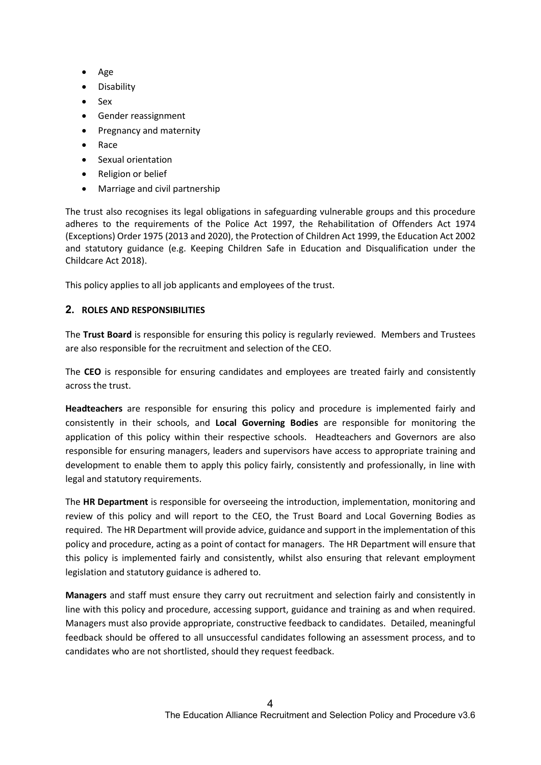- Age
- Disability
- Sex
- Gender reassignment
- Pregnancy and maternity
- Race
- Sexual orientation
- Religion or belief
- Marriage and civil partnership

The trust also recognises its legal obligations in safeguarding vulnerable groups and this procedure adheres to the requirements of the Police Act 1997, the Rehabilitation of Offenders Act 1974 (Exceptions) Order 1975 (2013 and 2020), the Protection of Children Act 1999, the Education Act 2002 and statutory guidance (e.g. Keeping Children Safe in Education and Disqualification under the Childcare Act 2018).

This policy applies to all job applicants and employees of the trust.

## 2. ROLES AND RESPONSIBILITIES

The **Trust Board** is responsible for ensuring this policy is regularly reviewed. Members and Trustees are also responsible for the recruitment and selection of the CEO.

The **CEO** is responsible for ensuring candidates and employees are treated fairly and consistently across the trust.

**Headteachers** are responsible for ensuring this policy and procedure is implemented fairly and consistently in their schools, and **Local Governing Bodies** are responsible for monitoring the application of this policy within their respective schools. Headteachers and Governors are also responsible for ensuring managers, leaders and supervisors have access to appropriate training and development to enable them to apply this policy fairly, consistently and professionally, in line with legal and statutory requirements.

The **HR Department** is responsible for overseeing the introduction, implementation, monitoring and review of this policy and will report to the CEO, the Trust Board and Local Governing Bodies as required. The HR Department will provide advice, guidance and support in the implementation of this policy and procedure, acting as a point of contact for managers. The HR Department will ensure that this policy is implemented fairly and consistently, whilst also ensuring that relevant employment legislation and statutory guidance is adhered to.

**Managers** and staff must ensure they carry out recruitment and selection fairly and consistently in line with this policy and procedure, accessing support, guidance and training as and when required. Managers must also provide appropriate, constructive feedback to candidates. Detailed, meaningful feedback should be offered to all unsuccessful candidates following an assessment process, and to candidates who are not shortlisted, should they request feedback.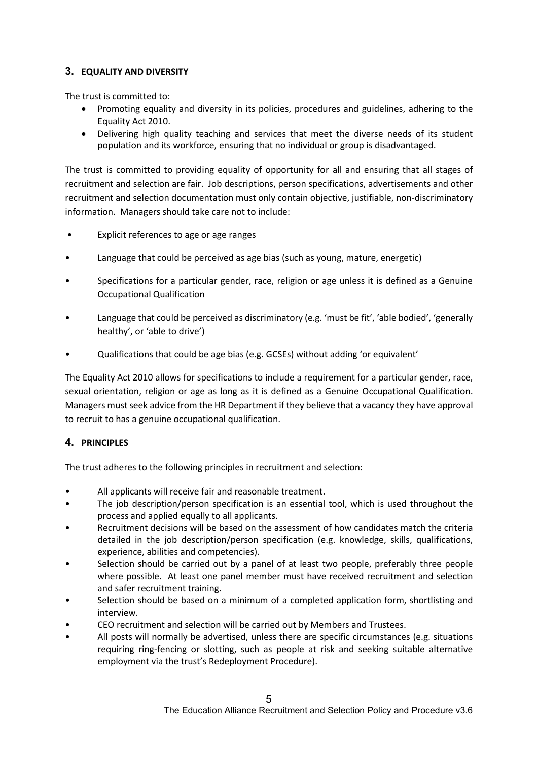## 3. EQUALITY AND DIVERSITY

The trust is committed to:

- Promoting equality and diversity in its policies, procedures and guidelines, adhering to the Equality Act 2010.
- Delivering high quality teaching and services that meet the diverse needs of its student population and its workforce, ensuring that no individual or group is disadvantaged.

The trust is committed to providing equality of opportunity for all and ensuring that all stages of recruitment and selection are fair. Job descriptions, person specifications, advertisements and other recruitment and selection documentation must only contain objective, justifiable, non-discriminatory information. Managers should take care not to include:

- Explicit references to age or age ranges
- Language that could be perceived as age bias (such as young, mature, energetic)
- Specifications for a particular gender, race, religion or age unless it is defined as a Genuine Occupational Qualification
- Language that could be perceived as discriminatory (e.g. 'must be fit', 'able bodied', 'generally healthy', or 'able to drive')
- Qualifications that could be age bias (e.g. GCSEs) without adding 'or equivalent'

The Equality Act 2010 allows for specifications to include a requirement for a particular gender, race, sexual orientation, religion or age as long as it is defined as a Genuine Occupational Qualification. Managers must seek advice from the HR Department if they believe that a vacancy they have approval to recruit to has a genuine occupational qualification.

## 4. PRINCIPLES

The trust adheres to the following principles in recruitment and selection:

- All applicants will receive fair and reasonable treatment.
- The job description/person specification is an essential tool, which is used throughout the process and applied equally to all applicants.
- Recruitment decisions will be based on the assessment of how candidates match the criteria detailed in the job description/person specification (e.g. knowledge, skills, qualifications, experience, abilities and competencies).
- Selection should be carried out by a panel of at least two people, preferably three people where possible. At least one panel member must have received recruitment and selection and safer recruitment training.
- Selection should be based on a minimum of a completed application form, shortlisting and interview.
- CEO recruitment and selection will be carried out by Members and Trustees.
- All posts will normally be advertised, unless there are specific circumstances (e.g. situations requiring ring-fencing or slotting, such as people at risk and seeking suitable alternative employment via the trust's Redeployment Procedure).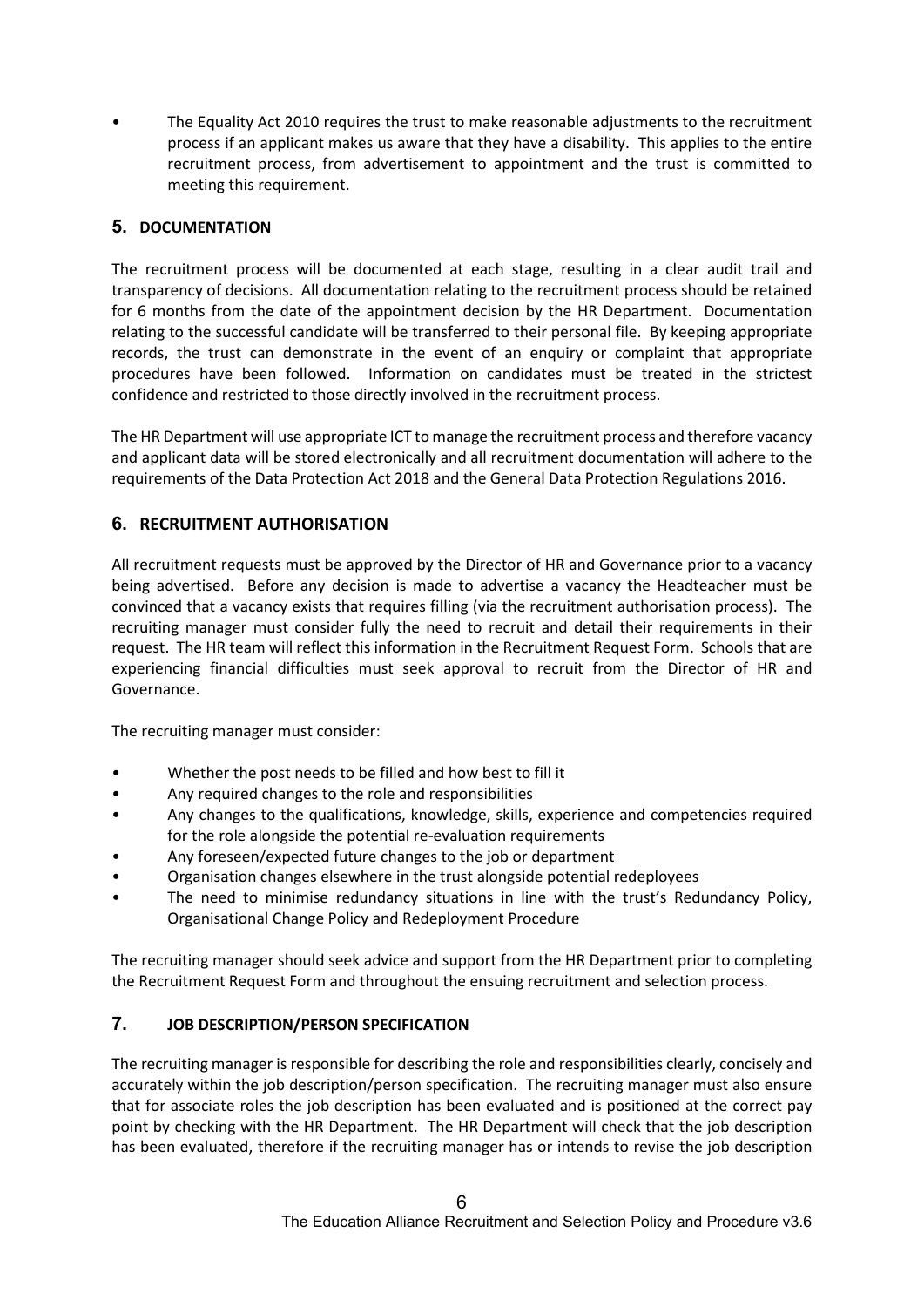- The Equality Act 2010 requires the trust to make reasonable adjustments to the recruitment process if an applicant makes us aware that they have a disability. This applies to the entire recruitment process, from advertisement to appointment and the trust is committed to meeting this requirement.

## 5. DOCUMENTATION

The recruitment process will be documented at each stage, resulting in a clear audit trail and transparency of decisions. All documentation relating to the recruitment process should be retained for 6 months from the date of the appointment decision by the HR Department. Documentation relating to the successful candidate will be transferred to their personal file. By keeping appropriate records, the trust can demonstrate in the event of an enquiry or complaint that appropriate procedures have been followed. Information on candidates must be treated in the strictest confidence and restricted to those directly involved in the recruitment process.

The HR Department will use appropriate ICT to manage the recruitment process and therefore vacancy and applicant data will be stored electronically and all recruitment documentation will adhere to the requirements of the Data Protection Act 2018 and the General Data Protection Regulations 2016.

## 6. RECRUITMENT AUTHORISATION

All recruitment requests must be approved by the Director of HR and Governance prior to a vacancy being advertised. Before any decision is made to advertise a vacancy the Headteacher must be convinced that a vacancy exists that requires filling (via the recruitment authorisation process). The recruiting manager must consider fully the need to recruit and detail their requirements in their request. The HR team will reflect this information in the Recruitment Request Form. Schools that are experiencing financial difficulties must seek approval to recruit from the Director of HR and Governance.

The recruiting manager must consider:

- Whether the post needs to be filled and how best to fill it
- Any required changes to the role and responsibilities
- Any changes to the qualifications, knowledge, skills, experience and competencies required for the role alongside the potential re-evaluation requirements
- Any foreseen/expected future changes to the job or department
- Organisation changes elsewhere in the trust alongside potential redeployees
- The need to minimise redundancy situations in line with the trust's Redundancy Policy, Organisational Change Policy and Redeployment Procedure

The recruiting manager should seek advice and support from the HR Department prior to completing the Recruitment Request Form and throughout the ensuing recruitment and selection process.

## 7. JOB DESCRIPTION/PERSON SPECIFICATION

The recruiting manager is responsible for describing the role and responsibilities clearly, concisely and accurately within the job description/person specification. The recruiting manager must also ensure that for associate roles the job description has been evaluated and is positioned at the correct pay point by checking with the HR Department. The HR Department will check that the job description has been evaluated, therefore if the recruiting manager has or intends to revise the job description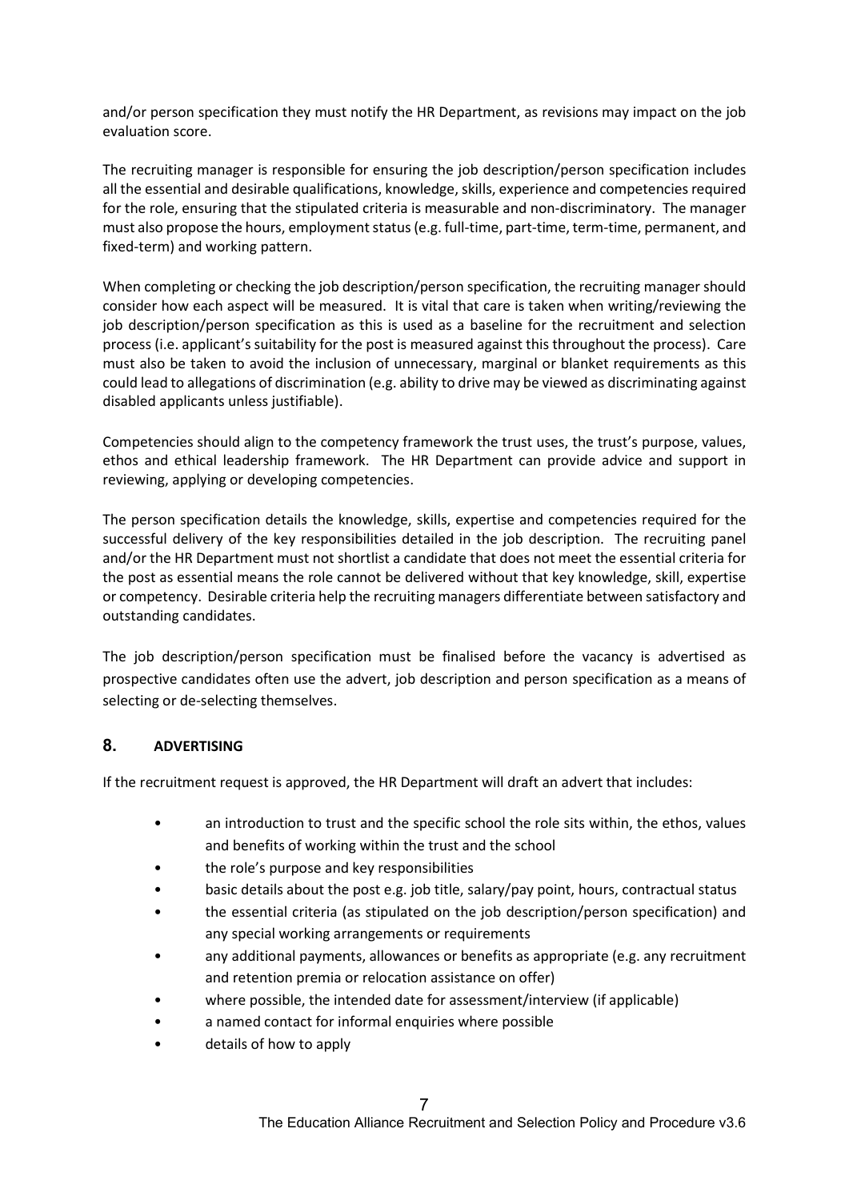and/or person specification they must notify the HR Department, as revisions may impact on the job evaluation score.

The recruiting manager is responsible for ensuring the job description/person specification includes all the essential and desirable qualifications, knowledge, skills, experience and competencies required for the role, ensuring that the stipulated criteria is measurable and non-discriminatory. The manager must also propose the hours, employment status (e.g. full-time, part-time, term-time, permanent, and fixed-term) and working pattern.

When completing or checking the job description/person specification, the recruiting manager should consider how each aspect will be measured. It is vital that care is taken when writing/reviewing the job description/person specification as this is used as a baseline for the recruitment and selection process (i.e. applicant's suitability for the post is measured against this throughout the process). Care must also be taken to avoid the inclusion of unnecessary, marginal or blanket requirements as this could lead to allegations of discrimination (e.g. ability to drive may be viewed as discriminating against disabled applicants unless justifiable).

Competencies should align to the competency framework the trust uses, the trust's purpose, values, ethos and ethical leadership framework. The HR Department can provide advice and support in reviewing, applying or developing competencies.

The person specification details the knowledge, skills, expertise and competencies required for the successful delivery of the key responsibilities detailed in the job description. The recruiting panel and/or the HR Department must not shortlist a candidate that does not meet the essential criteria for the post as essential means the role cannot be delivered without that key knowledge, skill, expertise or competency. Desirable criteria help the recruiting managers differentiate between satisfactory and outstanding candidates.

The job description/person specification must be finalised before the vacancy is advertised as prospective candidates often use the advert, job description and person specification as a means of selecting or de-selecting themselves.

## 8. ADVERTISING

If the recruitment request is approved, the HR Department will draft an advert that includes:

- an introduction to trust and the specific school the role sits within, the ethos, values and benefits of working within the trust and the school
- the role's purpose and key responsibilities
- basic details about the post e.g. job title, salary/pay point, hours, contractual status
- the essential criteria (as stipulated on the job description/person specification) and any special working arrangements or requirements
- any additional payments, allowances or benefits as appropriate (e.g. any recruitment and retention premia or relocation assistance on offer)
- where possible, the intended date for assessment/interview (if applicable)
- a named contact for informal enquiries where possible
- details of how to apply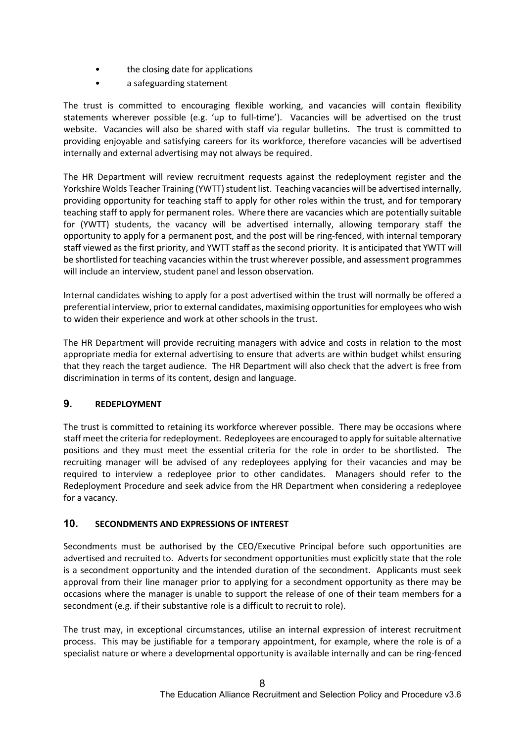- the closing date for applications
- a safeguarding statement

The trust is committed to encouraging flexible working, and vacancies will contain flexibility statements wherever possible (e.g. 'up to full-time'). Vacancies will be advertised on the trust website. Vacancies will also be shared with staff via regular bulletins. The trust is committed to providing enjoyable and satisfying careers for its workforce, therefore vacancies will be advertised internally and external advertising may not always be required.

The HR Department will review recruitment requests against the redeployment register and the Yorkshire Wolds Teacher Training (YWTT) student list. Teaching vacancies will be advertised internally, providing opportunity for teaching staff to apply for other roles within the trust, and for temporary teaching staff to apply for permanent roles. Where there are vacancies which are potentially suitable for (YWTT) students, the vacancy will be advertised internally, allowing temporary staff the opportunity to apply for a permanent post, and the post will be ring-fenced, with internal temporary staff viewed as the first priority, and YWTT staff as the second priority. It is anticipated that YWTT will be shortlisted for teaching vacancies within the trust wherever possible, and assessment programmes will include an interview, student panel and lesson observation.

Internal candidates wishing to apply for a post advertised within the trust will normally be offered a preferential interview, prior to external candidates, maximising opportunities for employees who wish to widen their experience and work at other schools in the trust.

The HR Department will provide recruiting managers with advice and costs in relation to the most appropriate media for external advertising to ensure that adverts are within budget whilst ensuring that they reach the target audience. The HR Department will also check that the advert is free from discrimination in terms of its content, design and language.

## 9. REDEPLOYMENT

The trust is committed to retaining its workforce wherever possible. There may be occasions where staff meet the criteria for redeployment. Redeployees are encouraged to apply for suitable alternative positions and they must meet the essential criteria for the role in order to be shortlisted. The recruiting manager will be advised of any redeployees applying for their vacancies and may be required to interview a redeployee prior to other candidates. Managers should refer to the Redeployment Procedure and seek advice from the HR Department when considering a redeployee for a vacancy.

## 10. SECONDMENTS AND EXPRESSIONS OF INTEREST

Secondments must be authorised by the CEO/Executive Principal before such opportunities are advertised and recruited to. Adverts for secondment opportunities must explicitly state that the role is a secondment opportunity and the intended duration of the secondment. Applicants must seek approval from their line manager prior to applying for a secondment opportunity as there may be occasions where the manager is unable to support the release of one of their team members for a secondment (e.g. if their substantive role is a difficult to recruit to role).

The trust may, in exceptional circumstances, utilise an internal expression of interest recruitment process. This may be justifiable for a temporary appointment, for example, where the role is of a specialist nature or where a developmental opportunity is available internally and can be ring-fenced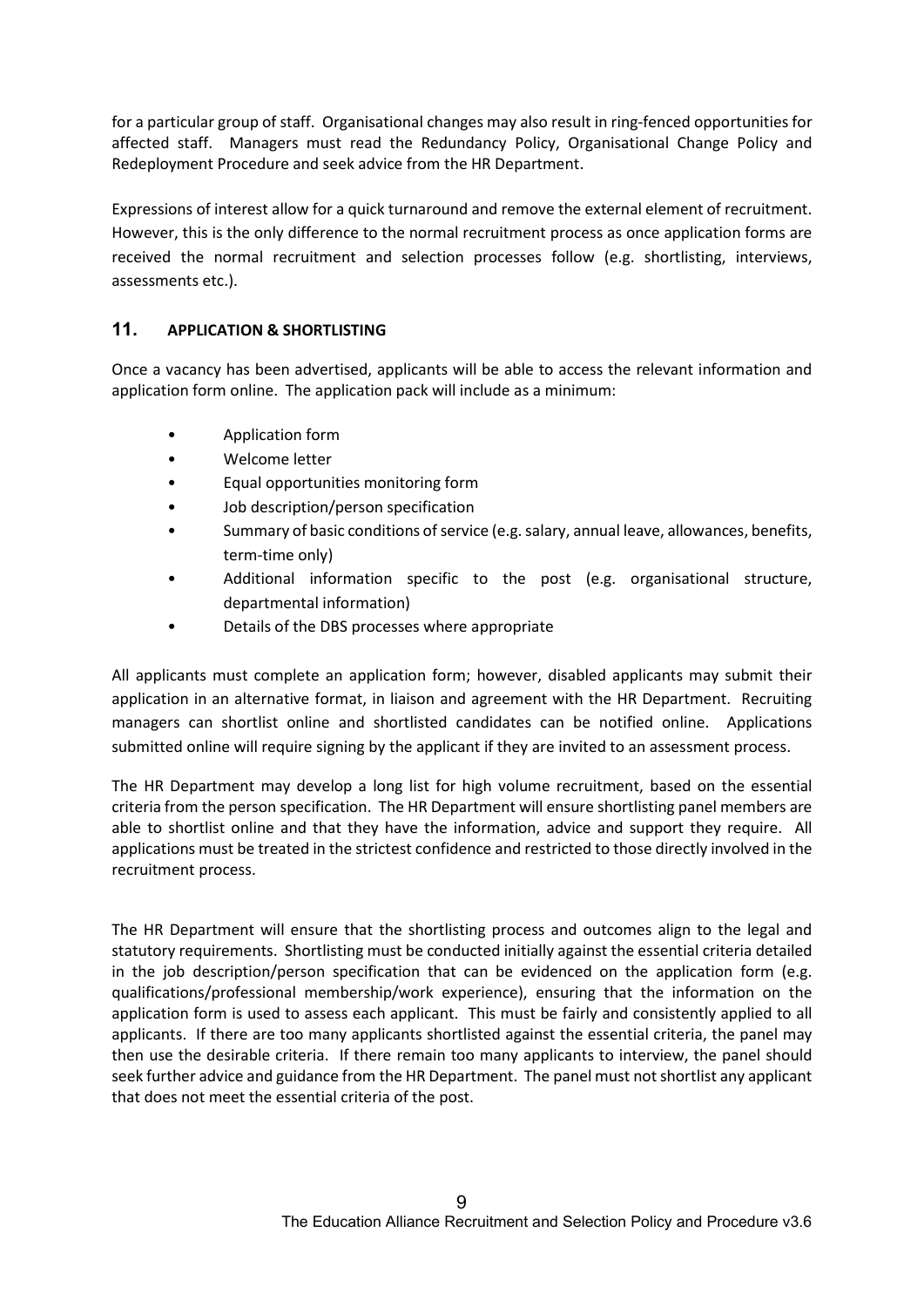for a particular group of staff. Organisational changes may also result in ring-fenced opportunities for affected staff. Managers must read the Redundancy Policy, Organisational Change Policy and Redeployment Procedure and seek advice from the HR Department.

Expressions of interest allow for a quick turnaround and remove the external element of recruitment. However, this is the only difference to the normal recruitment process as once application forms are received the normal recruitment and selection processes follow (e.g. shortlisting, interviews, assessments etc.).

## 11. APPLICATION & SHORTLISTING

Once a vacancy has been advertised, applicants will be able to access the relevant information and application form online. The application pack will include as a minimum:

- Application form
- Welcome letter
- Equal opportunities monitoring form
- Job description/person specification
- Summary of basic conditions of service (e.g. salary, annual leave, allowances, benefits, term-time only)
- Additional information specific to the post (e.g. organisational structure, departmental information)
- Details of the DBS processes where appropriate

All applicants must complete an application form; however, disabled applicants may submit their application in an alternative format, in liaison and agreement with the HR Department. Recruiting managers can shortlist online and shortlisted candidates can be notified online. Applications submitted online will require signing by the applicant if they are invited to an assessment process.

The HR Department may develop a long list for high volume recruitment, based on the essential criteria from the person specification. The HR Department will ensure shortlisting panel members are able to shortlist online and that they have the information, advice and support they require. All applications must be treated in the strictest confidence and restricted to those directly involved in the recruitment process.

The HR Department will ensure that the shortlisting process and outcomes align to the legal and statutory requirements. Shortlisting must be conducted initially against the essential criteria detailed in the job description/person specification that can be evidenced on the application form (e.g. qualifications/professional membership/work experience), ensuring that the information on the application form is used to assess each applicant. This must be fairly and consistently applied to all applicants. If there are too many applicants shortlisted against the essential criteria, the panel may then use the desirable criteria. If there remain too many applicants to interview, the panel should seek further advice and guidance from the HR Department. The panel must not shortlist any applicant that does not meet the essential criteria of the post.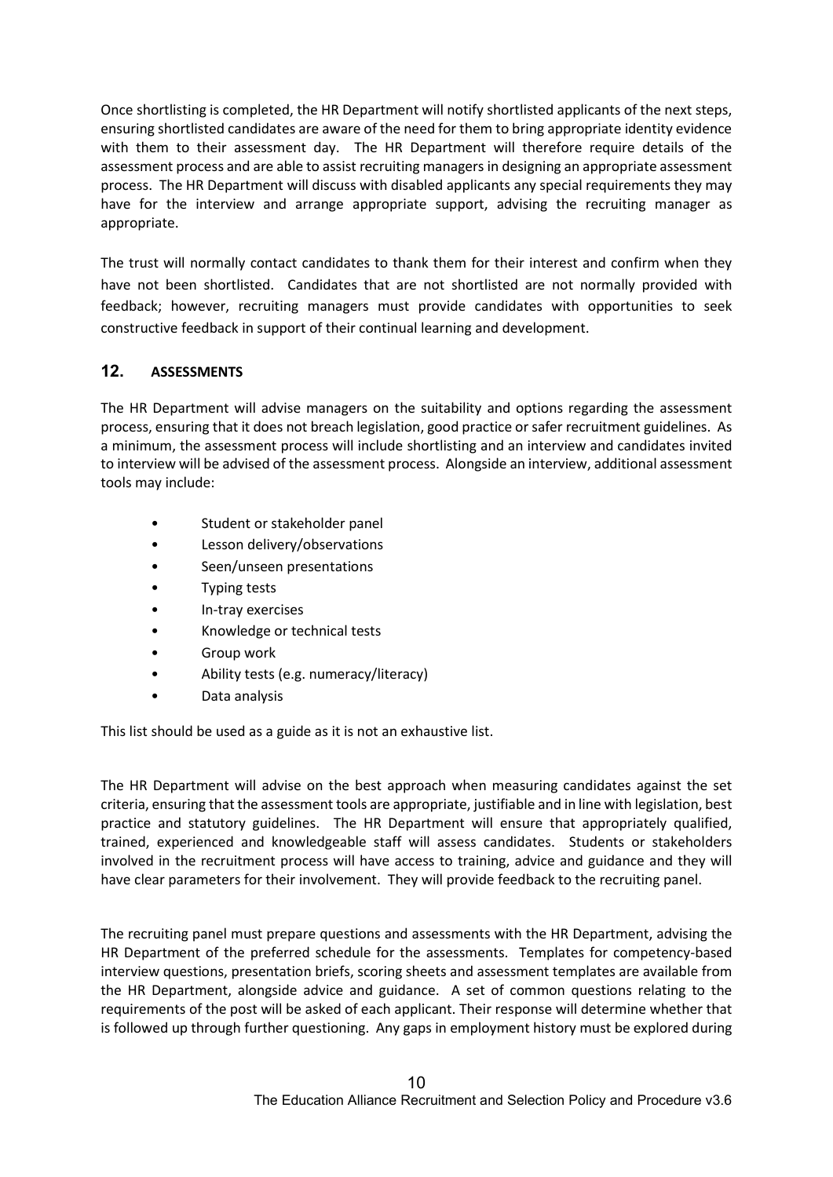Once shortlisting is completed, the HR Department will notify shortlisted applicants of the next steps, ensuring shortlisted candidates are aware of the need for them to bring appropriate identity evidence with them to their assessment day. The HR Department will therefore require details of the assessment process and are able to assist recruiting managers in designing an appropriate assessment process. The HR Department will discuss with disabled applicants any special requirements they may have for the interview and arrange appropriate support, advising the recruiting manager as appropriate.

The trust will normally contact candidates to thank them for their interest and confirm when they have not been shortlisted. Candidates that are not shortlisted are not normally provided with feedback; however, recruiting managers must provide candidates with opportunities to seek constructive feedback in support of their continual learning and development.

## 12. ASSESSMENTS

The HR Department will advise managers on the suitability and options regarding the assessment process, ensuring that it does not breach legislation, good practice or safer recruitment guidelines. As a minimum, the assessment process will include shortlisting and an interview and candidates invited to interview will be advised of the assessment process. Alongside an interview, additional assessment tools may include:

- Student or stakeholder panel
- Lesson delivery/observations
- Seen/unseen presentations
- Typing tests
- In-tray exercises
- Knowledge or technical tests
- Group work
- Ability tests (e.g. numeracy/literacy)
- Data analysis

This list should be used as a guide as it is not an exhaustive list.

The HR Department will advise on the best approach when measuring candidates against the set criteria, ensuring that the assessment tools are appropriate, justifiable and in line with legislation, best practice and statutory guidelines. The HR Department will ensure that appropriately qualified, trained, experienced and knowledgeable staff will assess candidates. Students or stakeholders involved in the recruitment process will have access to training, advice and guidance and they will have clear parameters for their involvement. They will provide feedback to the recruiting panel.

The recruiting panel must prepare questions and assessments with the HR Department, advising the HR Department of the preferred schedule for the assessments. Templates for competency-based interview questions, presentation briefs, scoring sheets and assessment templates are available from the HR Department, alongside advice and guidance. A set of common questions relating to the requirements of the post will be asked of each applicant. Their response will determine whether that is followed up through further questioning. Any gaps in employment history must be explored during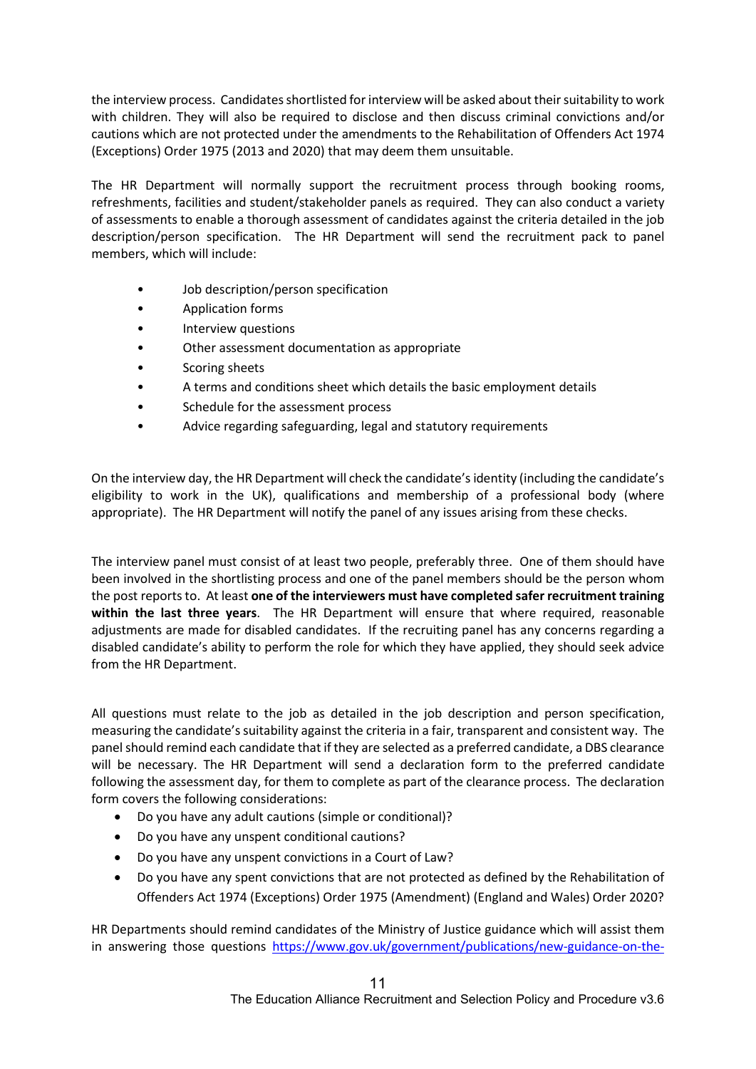the interview process. Candidates shortlisted for interview will be asked about their suitability to work with children. They will also be required to disclose and then discuss criminal convictions and/or cautions which are not protected under the amendments to the Rehabilitation of Offenders Act 1974 (Exceptions) Order 1975 (2013 and 2020) that may deem them unsuitable.

The HR Department will normally support the recruitment process through booking rooms, refreshments, facilities and student/stakeholder panels as required. They can also conduct a variety of assessments to enable a thorough assessment of candidates against the criteria detailed in the job description/person specification. The HR Department will send the recruitment pack to panel members, which will include:

- Job description/person specification
- Application forms
- Interview questions
- Other assessment documentation as appropriate
- Scoring sheets
- A terms and conditions sheet which details the basic employment details
- Schedule for the assessment process
- Advice regarding safeguarding, legal and statutory requirements

On the interview day, the HR Department will check the candidate's identity (including the candidate's eligibility to work in the UK), qualifications and membership of a professional body (where appropriate). The HR Department will notify the panel of any issues arising from these checks.

The interview panel must consist of at least two people, preferably three. One of them should have been involved in the shortlisting process and one of the panel members should be the person whom the post reports to. At least **one of the interviewers must have completed safer recruitment training within the last three years**. The HR Department will ensure that where required, reasonable adjustments are made for disabled candidates. If the recruiting panel has any concerns regarding a disabled candidate's ability to perform the role for which they have applied, they should seek advice from the HR Department.

All questions must relate to the job as detailed in the job description and person specification, measuring the candidate's suitability against the criteria in a fair, transparent and consistent way. The panel should remind each candidate that if they are selected as a preferred candidate, a DBS clearance will be necessary. The HR Department will send a declaration form to the preferred candidate following the assessment day, for them to complete as part of the clearance process. The declaration form covers the following considerations:

- Do you have any adult cautions (simple or conditional)?
- Do you have any unspent conditional cautions?
- Do you have any unspent convictions in a Court of Law?
- Do you have any spent convictions that are not protected as defined by the Rehabilitation of Offenders Act 1974 (Exceptions) Order 1975 (Amendment) (England and Wales) Order 2020?

HR Departments should remind candidates of the Ministry of Justice guidance which will assist them in answering those questions https://www.gov.uk/government/publications/new-guidance-on-the-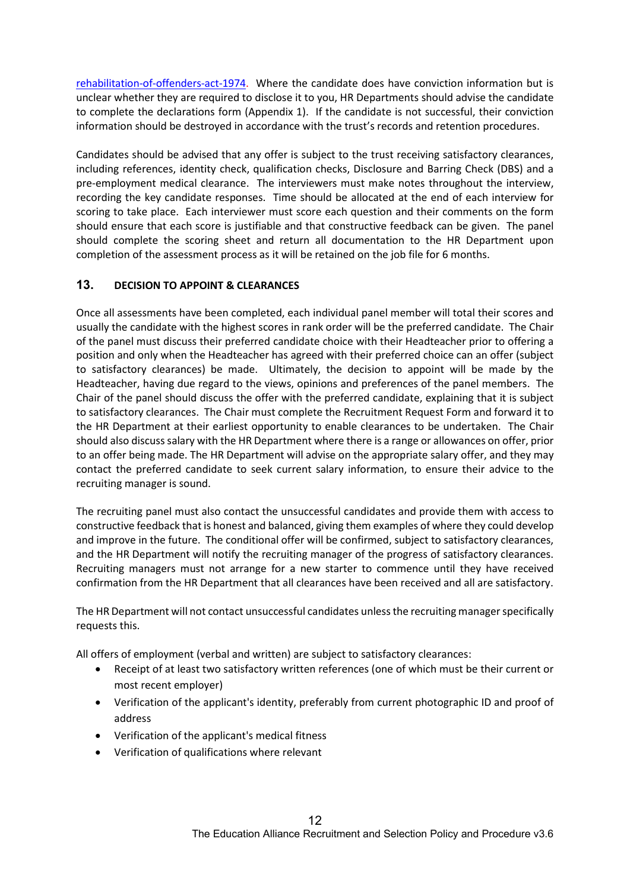[rehabilitation-of-offenders-act-1974](rehabilitation-of-offenders-act-1974). Where the candidate does have conviction information but is unclear whether they are required to disclose it to you, HR Departments should advise the candidate to complete the declarations form (Appendix 1). If the candidate is not successful, their conviction information should be destroyed in accordance with the trust's records and retention procedures.

Candidates should be advised that any offer is subject to the trust receiving satisfactory clearances, including references, identity check, qualification checks, Disclosure and Barring Check (DBS) and a pre-employment medical clearance. The interviewers must make notes throughout the interview, recording the key candidate responses. Time should be allocated at the end of each interview for scoring to take place. Each interviewer must score each question and their comments on the form should ensure that each score is justifiable and that constructive feedback can be given. The panel should complete the scoring sheet and return all documentation to the HR Department upon completion of the assessment process as it will be retained on the job file for 6 months.

## 13. DECISION TO APPOINT & CLEARANCES

Once all assessments have been completed, each individual panel member will total their scores and usually the candidate with the highest scores in rank order will be the preferred candidate. The Chair of the panel must discuss their preferred candidate choice with their Headteacher prior to offering a position and only when the Headteacher has agreed with their preferred choice can an offer (subject to satisfactory clearances) be made. Ultimately, the decision to appoint will be made by the Headteacher, having due regard to the views, opinions and preferences of the panel members. The Chair of the panel should discuss the offer with the preferred candidate, explaining that it is subject to satisfactory clearances. The Chair must complete the Recruitment Request Form and forward it to the HR Department at their earliest opportunity to enable clearances to be undertaken. The Chair should also discuss salary with the HR Department where there is a range or allowances on offer, prior to an offer being made. The HR Department will advise on the appropriate salary offer, and they may contact the preferred candidate to seek current salary information, to ensure their advice to the recruiting manager is sound.

The recruiting panel must also contact the unsuccessful candidates and provide them with access to constructive feedback that is honest and balanced, giving them examples of where they could develop and improve in the future. The conditional offer will be confirmed, subject to satisfactory clearances, and the HR Department will notify the recruiting manager of the progress of satisfactory clearances. Recruiting managers must not arrange for a new starter to commence until they have received confirmation from the HR Department that all clearances have been received and all are satisfactory.

The HR Department will not contact unsuccessful candidates unless the recruiting manager specifically requests this.

All offers of employment (verbal and written) are subject to satisfactory clearances:

- Receipt of at least two satisfactory written references (one of which must be their current or most recent employer)
- Verification of the applicant's identity, preferably from current photographic ID and proof of address
- Verification of the applicant's medical fitness
- Verification of qualifications where relevant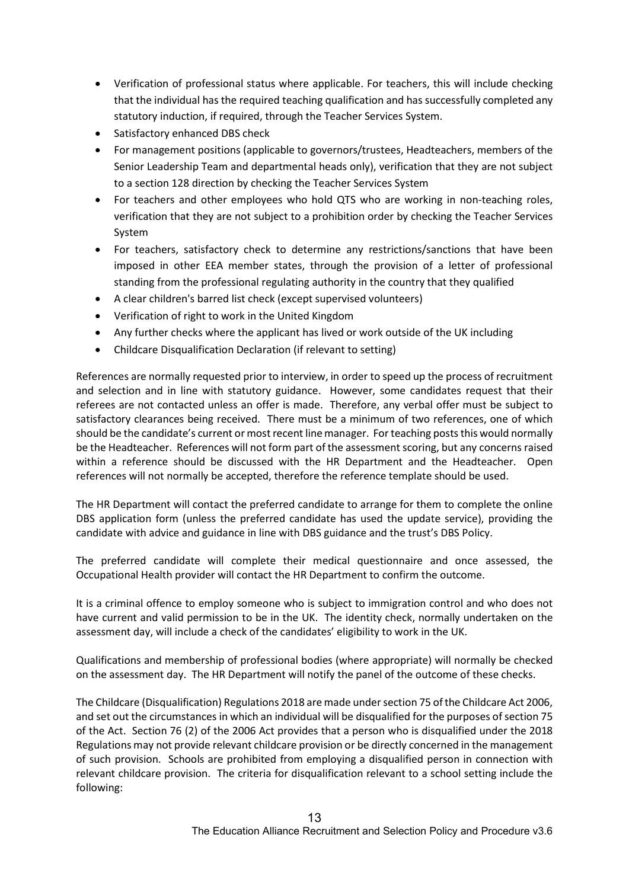- Verification of professional status where applicable. For teachers, this will include checking that the individual has the required teaching qualification and has successfully completed any statutory induction, if required, through the Teacher Services System.
- Satisfactory enhanced DBS check
- For management positions (applicable to governors/trustees, Headteachers, members of the Senior Leadership Team and departmental heads only), verification that they are not subject to a section 128 direction by checking the Teacher Services System
- For teachers and other employees who hold QTS who are working in non-teaching roles, verification that they are not subject to a prohibition order by checking the Teacher Services System
- For teachers, satisfactory check to determine any restrictions/sanctions that have been imposed in other EEA member states, through the provision of a letter of professional standing from the professional regulating authority in the country that they qualified
- A clear children's barred list check (except supervised volunteers)
- Verification of right to work in the United Kingdom
- Any further checks where the applicant has lived or work outside of the UK including
- Childcare Disqualification Declaration (if relevant to setting)

References are normally requested prior to interview, in order to speed up the process of recruitment and selection and in line with statutory guidance. However, some candidates request that their referees are not contacted unless an offer is made. Therefore, any verbal offer must be subject to satisfactory clearances being received. There must be a minimum of two references, one of which should be the candidate's current or most recent line manager. For teaching posts this would normally be the Headteacher. References will not form part of the assessment scoring, but any concerns raised within a reference should be discussed with the HR Department and the Headteacher. Open references will not normally be accepted, therefore the reference template should be used.

The HR Department will contact the preferred candidate to arrange for them to complete the online DBS application form (unless the preferred candidate has used the update service), providing the candidate with advice and guidance in line with DBS guidance and the trust's DBS Policy.

The preferred candidate will complete their medical questionnaire and once assessed, the Occupational Health provider will contact the HR Department to confirm the outcome.

It is a criminal offence to employ someone who is subject to immigration control and who does not have current and valid permission to be in the UK. The identity check, normally undertaken on the assessment day, will include a check of the candidates' eligibility to work in the UK.

Qualifications and membership of professional bodies (where appropriate) will normally be checked on the assessment day. The HR Department will notify the panel of the outcome of these checks.

The Childcare (Disqualification) Regulations 2018 are made under section 75 of the Childcare Act 2006, and set out the circumstances in which an individual will be disqualified for the purposes of section 75 of the Act. Section 76 (2) of the 2006 Act provides that a person who is disqualified under the 2018 Regulations may not provide relevant childcare provision or be directly concerned in the management of such provision. Schools are prohibited from employing a disqualified person in connection with relevant childcare provision. The criteria for disqualification relevant to a school setting include the following: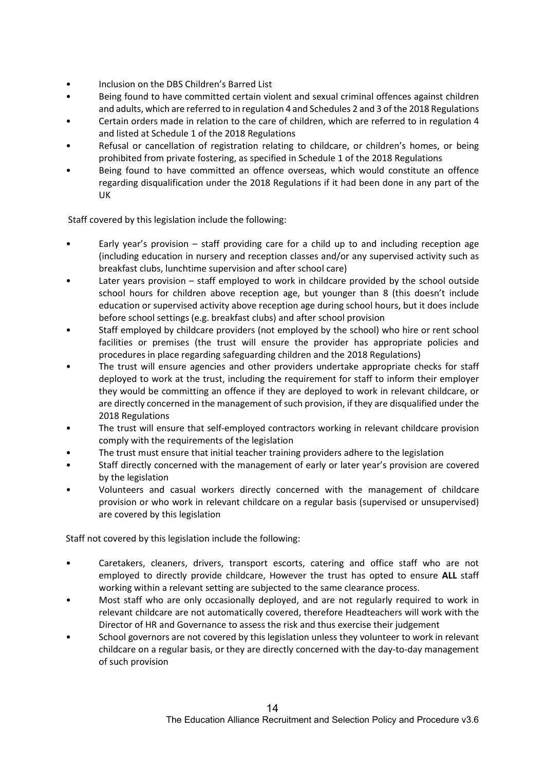- Inclusion on the DBS Children's Barred List
- Being found to have committed certain violent and sexual criminal offences against children and adults, which are referred to in regulation 4 and Schedules 2 and 3 of the 2018 Regulations
- Certain orders made in relation to the care of children, which are referred to in regulation 4 and listed at Schedule 1 of the 2018 Regulations
- Refusal or cancellation of registration relating to childcare, or children's homes, or being prohibited from private fostering, as specified in Schedule 1 of the 2018 Regulations
- Being found to have committed an offence overseas, which would constitute an offence regarding disqualification under the 2018 Regulations if it had been done in any part of the UK

Staff covered by this legislation include the following:

- Early year's provision – staff providing care for a child up to and including reception age (including education in nursery and reception classes and/or any supervised activity such as breakfast clubs, lunchtime supervision and after school care)
- Later years provision – staff employed to work in childcare provided by the school outside school hours for children above reception age, but younger than 8 (this doesn't include education or supervised activity above reception age during school hours, but it does include before school settings (e.g. breakfast clubs) and after school provision
- Staff employed by childcare providers (not employed by the school) who hire or rent school facilities or premises (the trust will ensure the provider has appropriate policies and procedures in place regarding safeguarding children and the 2018 Regulations)
- The trust will ensure agencies and other providers undertake appropriate checks for staff deployed to work at the trust, including the requirement for staff to inform their employer they would be committing an offence if they are deployed to work in relevant childcare, or are directly concerned in the management of such provision, if they are disqualified under the 2018 Regulations
- The trust will ensure that self-employed contractors working in relevant childcare provision comply with the requirements of the legislation
- The trust must ensure that initial teacher training providers adhere to the legislation
- Staff directly concerned with the management of early or later year's provision are covered by the legislation
- Volunteers and casual workers directly concerned with the management of childcare provision or who work in relevant childcare on a regular basis (supervised or unsupervised) are covered by this legislation

Staff not covered by this legislation include the following:

- Caretakers, cleaners, drivers, transport escorts, catering and office staff who are not employed to directly provide childcare, However the trust has opted to ensure **ALL** staff working within a relevant setting are subjected to the same clearance process.
- Most staff who are only occasionally deployed, and are not regularly required to work in relevant childcare are not automatically covered, therefore Headteachers will work with the Director of HR and Governance to assess the risk and thus exercise their judgement
- School governors are not covered by this legislation unless they volunteer to work in relevant childcare on a regular basis, or they are directly concerned with the day-to-day management of such provision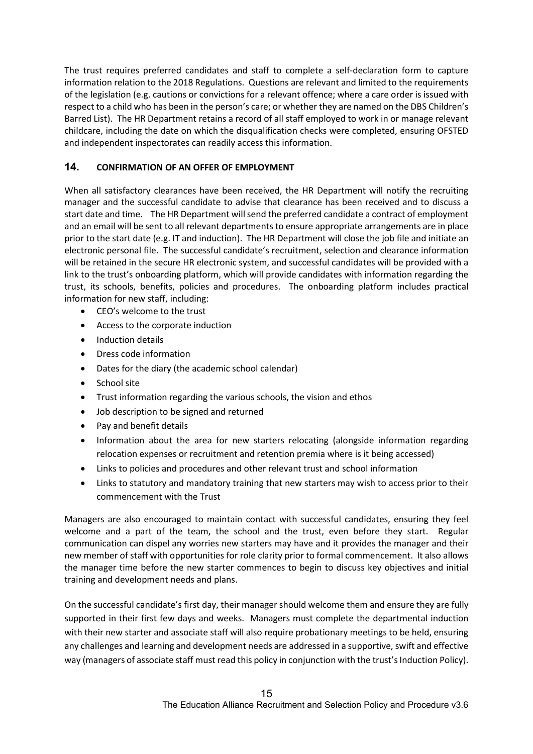The trust requires preferred candidates and staff to complete a self-declaration form to capture information relation to the 2018 Regulations. Questions are relevant and limited to the requirements of the legislation (e.g. cautions or convictions for a relevant offence; where a care order is issued with respect to a child who has been in the person's care; or whether they are named on the DBS Children's Barred List). The HR Department retains a record of all staff employed to work in or manage relevant childcare, including the date on which the disqualification checks were completed, ensuring OFSTED and independent inspectorates can readily access this information.

## 14. CONFIRMATION OF AN OFFER OF EMPLOYMENT

When all satisfactory clearances have been received, the HR Department will notify the recruiting manager and the successful candidate to advise that clearance has been received and to discuss a start date and time. The HR Department will send the preferred candidate a contract of employment and an email will be sent to all relevant departments to ensure appropriate arrangements are in place prior to the start date (e.g. IT and induction). The HR Department will close the job file and initiate an electronic personal file. The successful candidate's recruitment, selection and clearance information will be retained in the secure HR electronic system, and successful candidates will be provided with a link to the trust's onboarding platform, which will provide candidates with information regarding the trust, its schools, benefits, policies and procedures. The onboarding platform includes practical information for new staff, including:

- CEO's welcome to the trust
- Access to the corporate induction
- Induction details
- Dress code information
- Dates for the diary (the academic school calendar)
- School site
- Trust information regarding the various schools, the vision and ethos
- Job description to be signed and returned
- Pay and benefit details
- Information about the area for new starters relocating (alongside information regarding relocation expenses or recruitment and retention premia where is it being accessed)
- Links to policies and procedures and other relevant trust and school information
- Links to statutory and mandatory training that new starters may wish to access prior to their commencement with the Trust

Managers are also encouraged to maintain contact with successful candidates, ensuring they feel welcome and a part of the team, the school and the trust, even before they start. Regular communication can dispel any worries new starters may have and it provides the manager and their new member of staff with opportunities for role clarity prior to formal commencement. It also allows the manager time before the new starter commences to begin to discuss key objectives and initial training and development needs and plans.

On the successful candidate's first day, their manager should welcome them and ensure they are fully supported in their first few days and weeks. Managers must complete the departmental induction with their new starter and associate staff will also require probationary meetings to be held, ensuring any challenges and learning and development needs are addressed in a supportive, swift and effective way (managers of associate staff must read this policy in conjunction with the trust's Induction Policy).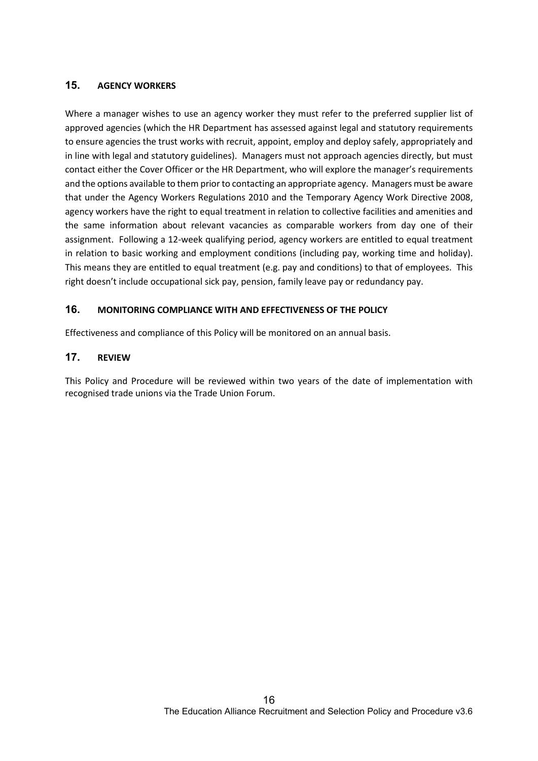## 15. AGENCY WORKERS

Where a manager wishes to use an agency worker they must refer to the preferred supplier list of approved agencies (which the HR Department has assessed against legal and statutory requirements to ensure agencies the trust works with recruit, appoint, employ and deploy safely, appropriately and in line with legal and statutory guidelines). Managers must not approach agencies directly, but must contact either the Cover Officer or the HR Department, who will explore the manager's requirements and the options available to them prior to contacting an appropriate agency. Managers must be aware that under the Agency Workers Regulations 2010 and the Temporary Agency Work Directive 2008, agency workers have the right to equal treatment in relation to collective facilities and amenities and the same information about relevant vacancies as comparable workers from day one of their assignment. Following a 12-week qualifying period, agency workers are entitled to equal treatment in relation to basic working and employment conditions (including pay, working time and holiday). This means they are entitled to equal treatment (e.g. pay and conditions) to that of employees. This right doesn't include occupational sick pay, pension, family leave pay or redundancy pay.

## 16. MONITORING COMPLIANCE WITH AND EFFECTIVENESS OF THE POLICY

Effectiveness and compliance of this Policy will be monitored on an annual basis.

## 17. REVIEW

This Policy and Procedure will be reviewed within two years of the date of implementation with recognised trade unions via the Trade Union Forum.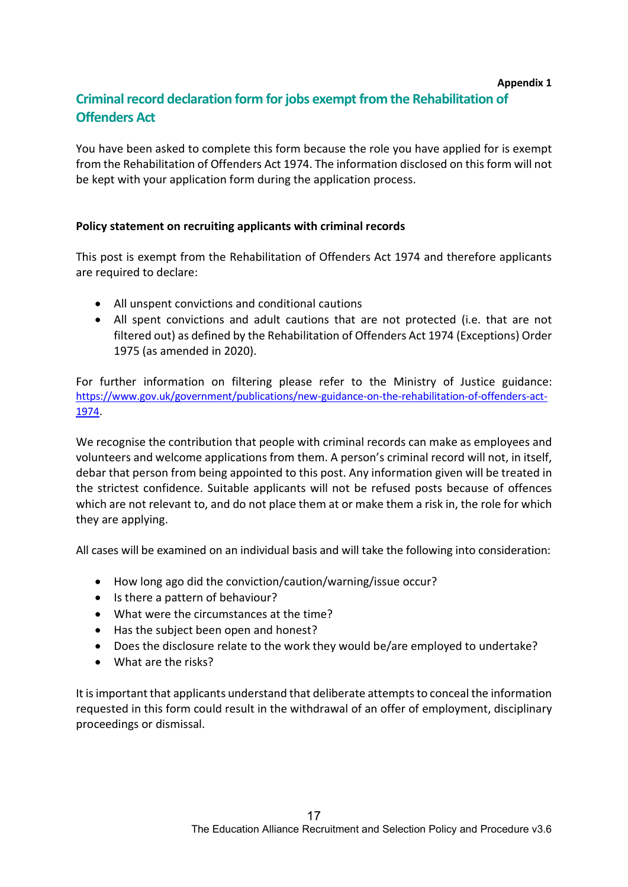**Appendix 1**

## Criminal record declaration form for jobs exempt from the Rehabilitation of Offenders Act

You have been asked to complete this form because the role you have applied for is exempt from the Rehabilitation of Offenders Act 1974. The information disclosed on this form will not be kept with your application form during the application process.

**Policy statement on recruiting applicants with criminal records**

This post is exempt from the Rehabilitation of Offenders Act 1974 and therefore applicants are required to declare:

- All unspent convictions and conditional cautions
- All spent convictions and adult cautions that are not protected (i.e. that are not filtered out) as defined by the Rehabilitation of Offenders Act 1974 (Exceptions) Order 1975 (as amended in 2020).

For further information on filtering please refer to the Ministry of Justice guidance: https://www.gov.uk/government/publications/new-guidance-on-the-rehabilitation-of-offenders-act-1974.

We recognise the contribution that people with criminal records can make as employees and volunteers and welcome applications from them. A person's criminal record will not, in itself, debar that person from being appointed to this post. Any information given will be treated in the strictest confidence. Suitable applicants will not be refused posts because of offences which are not relevant to, and do not place them at or make them a risk in, the role for which they are applying.

All cases will be examined on an individual basis and will take the following into consideration:

- How long ago did the conviction/caution/warning/issue occur?
- Is there a pattern of behaviour?
- What were the circumstances at the time?
- Has the subject been open and honest?
- Does the disclosure relate to the work they would be/are employed to undertake?
- What are the risks?

It is important that applicants understand that deliberate attempts to conceal the information requested in this form could result in the withdrawal of an offer of employment, disciplinary proceedings or dismissal.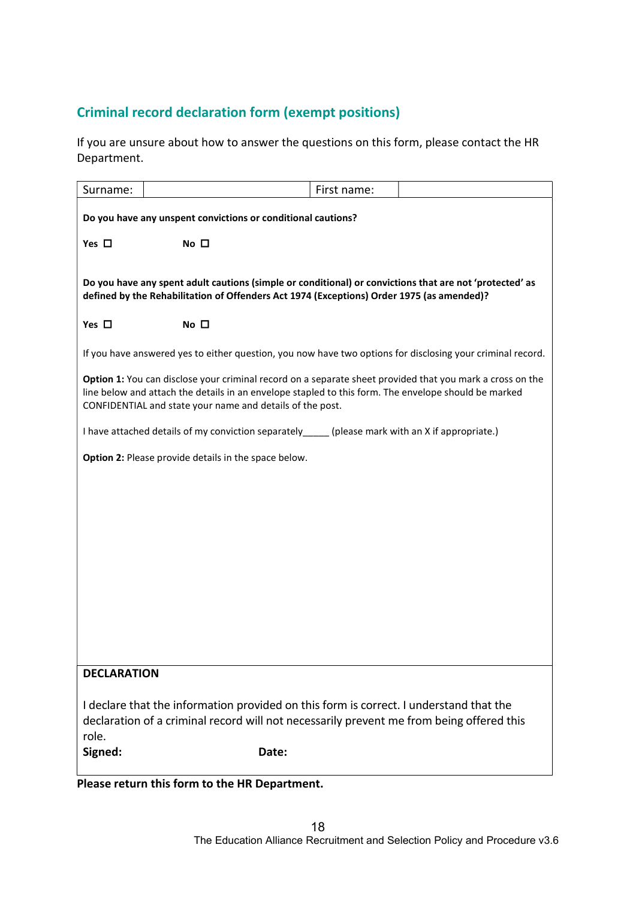## Criminal record declaration form (exempt positions)

If you are unsure about how to answer the questions on this form, please contact the HR Department.

| Surname: | | First name: | |
|---|---|---|---|

**Do you have any unspent convictions or conditional cautions?**

**Yes** ☐ **No** ☐

**Do you have any spent adult cautions (simple or conditional) or convictions that are not 'protected' as defined by the Rehabilitation of Offenders Act 1974 (Exceptions) Order 1975 (as amended)?**

**Yes** ☐ **No** ☐

If you have answered yes to either question, you now have two options for disclosing your criminal record.

**Option 1:** You can disclose your criminal record on a separate sheet provided that you mark a cross on the line below and attach the details in an envelope stapled to this form. The envelope should be marked CONFIDENTIAL and state your name and details of the post.

I have attached details of my conviction separately_____ (please mark with an X if appropriate.)

**Option 2:** Please provide details in the space below.

**DECLARATION**

I declare that the information provided on this form is correct. I understand that the declaration of a criminal record will not necessarily prevent me from being offered this role.

**Signed:** **Date:**

**Please return this form to the HR Department.**